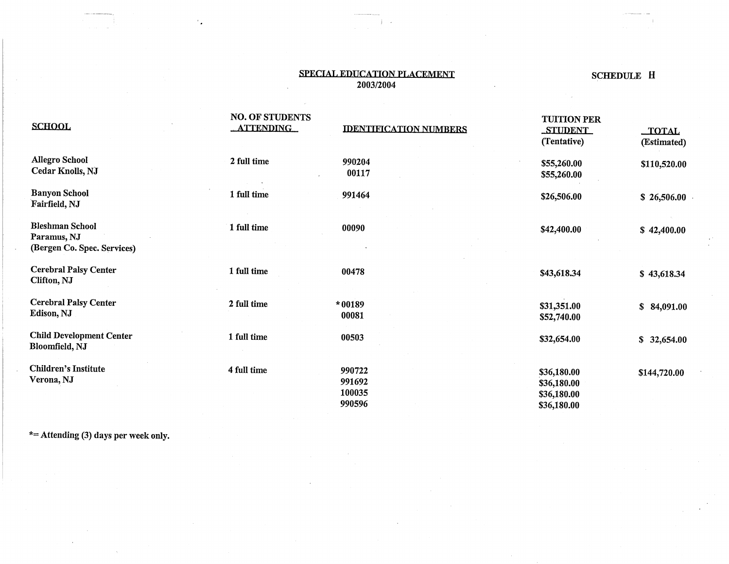## SPECIAL EDUCATION PLACEMENT
### 2003/2004

**SCHEDULE H**

| SCHOOL | NO. OF STUDENTS ATTENDING | IDENTIFICATION NUMBERS | TUITION PER STUDENT (Tentative) | TOTAL (Estimated) |
|---|---|---|---|---|
| Allegro School<br>Cedar Knolls, NJ | 2 full time | 990204<br>00117 | $55,260.00<br>$55,260.00 | $110,520.00 |
| Banyon School<br>Fairfield, NJ | 1 full time | 991464 | $26,506.00 | $ 26,506.00 |
| Bleshman School<br>Paramus, NJ<br>(Bergen Co. Spec. Services) | 1 full time | 00090 | $42,400.00 | $ 42,400.00 |
| Cerebral Palsy Center<br>Clifton, NJ | 1 full time | 00478 | $43,618.34 | $ 43,618.34 |
| Cerebral Palsy Center<br>Edison, NJ | 2 full time | *00189<br>00081 | $31,351.00<br>$52,740.00 | $ 84,091.00 |
| Child Development Center<br>Bloomfield, NJ | 1 full time | 00503 | $32,654.00 | $ 32,654.00 |
| Children's Institute<br>Verona, NJ | 4 full time | 990722<br>991692<br>100035<br>990596 | $36,180.00<br>$36,180.00<br>$36,180.00<br>$36,180.00 | $144,720.00 |

*= Attending (3) days per week only.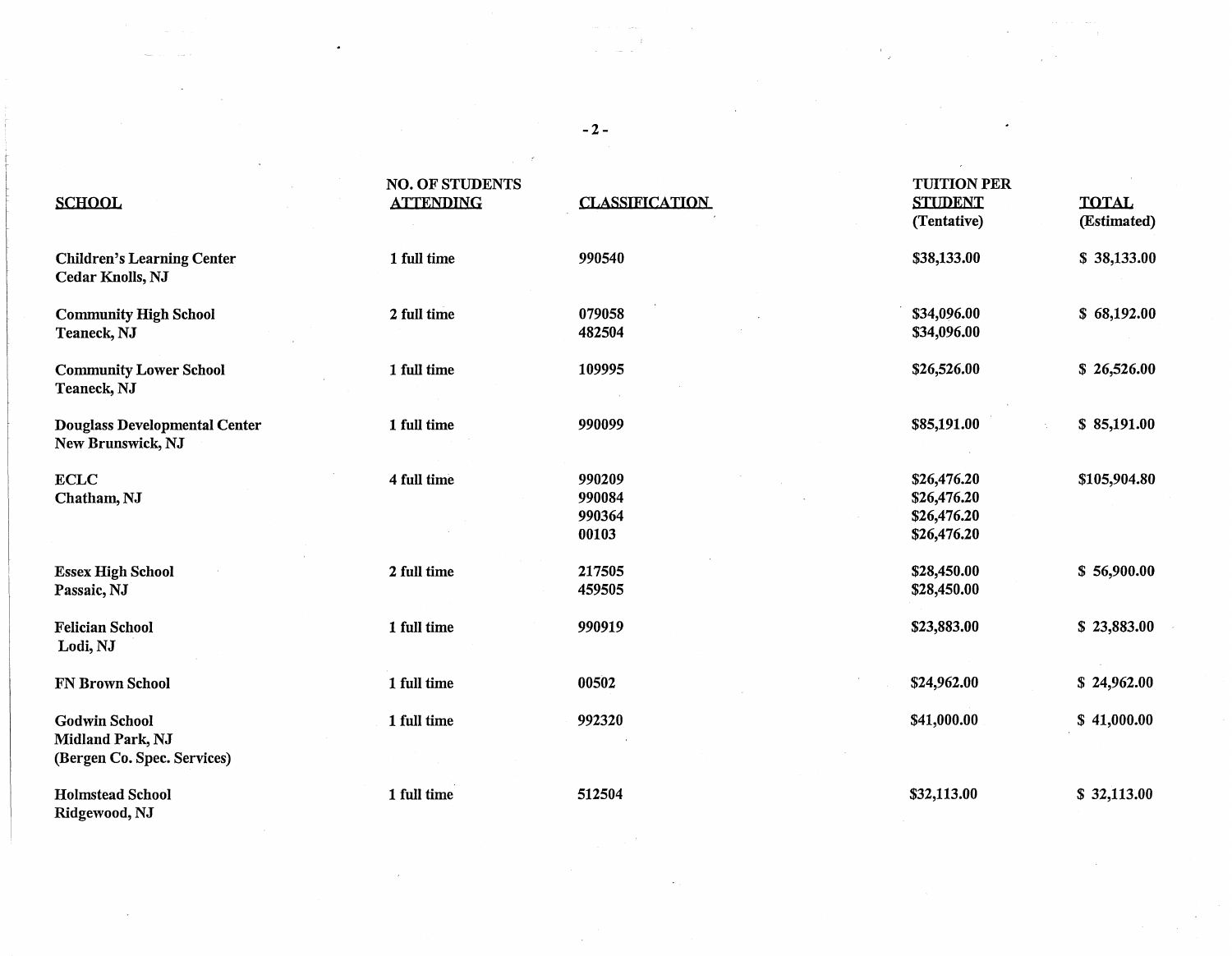| SCHOOL | NO. OF STUDENTS ATTENDING | CLASSIFICATION | TUITION PER STUDENT (Tentative) | TOTAL (Estimated) |
|---|---|---|---|---|
| Children's Learning Center<br>Cedar Knolls, NJ | 1 full time | 990540 | $38,133.00 | $ 38,133.00 |
| Community High School<br>Teaneck, NJ | 2 full time | 079058<br>482504 | $34,096.00<br>$34,096.00 | $ 68,192.00 |
| Community Lower School<br>Teaneck, NJ | 1 full time | 109995 | $26,526.00 | $ 26,526.00 |
| Douglass Developmental Center<br>New Brunswick, NJ | 1 full time | 990099 | $85,191.00 | $ 85,191.00 |
| ECLC<br>Chatham, NJ | 4 full time | 990209<br>990084<br>990364<br>00103 | $26,476.20<br>$26,476.20<br>$26,476.20<br>$26,476.20 | $105,904.80 |
| Essex High School<br>Passaic, NJ | 2 full time | 217505<br>459505 | $28,450.00<br>$28,450.00 | $ 56,900.00 |
| Felician School<br>Lodi, NJ | 1 full time | 990919 | $23,883.00 | $ 23,883.00 |
| FN Brown School | 1 full time | 00502 | $24,962.00 | $ 24,962.00 |
| Godwin School<br>Midland Park, NJ<br>(Bergen Co. Spec. Services) | 1 full time | 992320 | $41,000.00 | $ 41,000.00 |
| Holmstead School<br>Ridgewood, NJ | 1 full time | 512504 | $32,113.00 | $ 32,113.00 |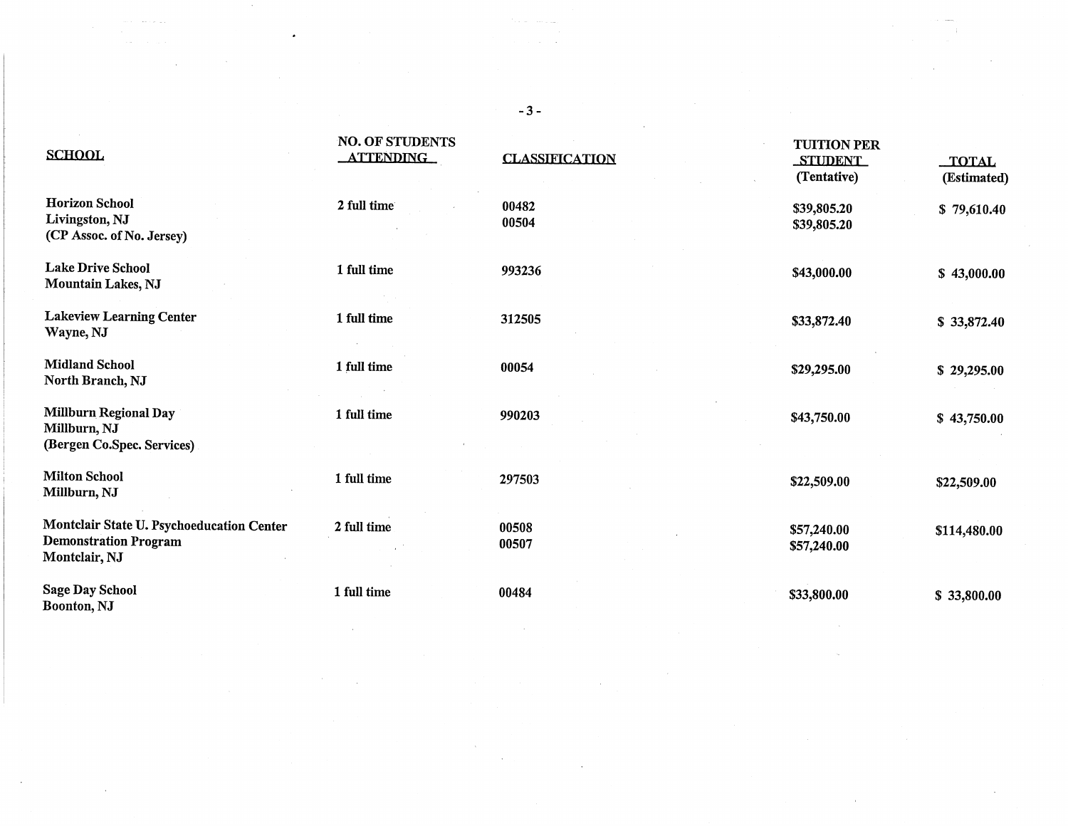| SCHOOL | NO. OF STUDENTS ATTENDING | CLASSIFICATION | TUITION PER STUDENT (Tentative) | TOTAL (Estimated) |
|---|---|---|---|---|
| **Horizon School**<br>**Livingston, NJ**<br>**(CP Assoc. of No. Jersey)** | 2 full time | 00482<br>00504 | $39,805.20<br>$39,805.20 | $ 79,610.40 |
| **Lake Drive School**<br>**Mountain Lakes, NJ** | 1 full time | 993236 | $43,000.00 | $ 43,000.00 |
| **Lakeview Learning Center**<br>**Wayne, NJ** | 1 full time | 312505 | $33,872.40 | $ 33,872.40 |
| **Midland School**<br>**North Branch, NJ** | 1 full time | 00054 | $29,295.00 | $ 29,295.00 |
| **Millburn Regional Day**<br>**Millburn, NJ**<br>**(Bergen Co.Spec. Services)** | 1 full time | 990203 | $43,750.00 | $ 43,750.00 |
| **Milton School**<br>**Millburn, NJ** | 1 full time | 297503 | $22,509.00 | $22,509.00 |
| **Montclair State U. Psychoeducation Center**<br>**Demonstration Program**<br>**Montclair, NJ** | 2 full time | 00508<br>00507 | $57,240.00<br>$57,240.00 | $114,480.00 |
| **Sage Day School**<br>**Boonton, NJ** | 1 full time | 00484 | $33,800.00 | $ 33,800.00 |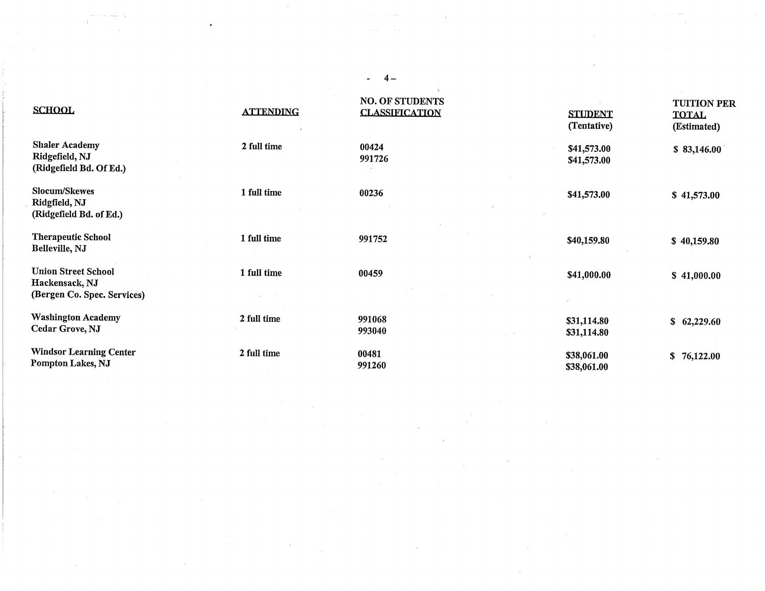| SCHOOL | ATTENDING | NO. OF STUDENTS CLASSIFICATION | STUDENT (Tentative) | TUITION PER TOTAL (Estimated) |
|---|---|---|---|---|
| Shaler Academy<br>Ridgefield, NJ<br>(Ridgefield Bd. Of Ed.) | 2 full time | 00424<br>991726 | $41,573.00<br>$41,573.00 | $ 83,146.00 |
| Slocum/Skewes<br>Ridgfield, NJ<br>(Ridgefield Bd. of Ed.) | 1 full time | 00236 | $41,573.00 | $ 41,573.00 |
| Therapeutic School<br>Belleville, NJ | 1 full time | 991752 | $40,159.80 | $ 40,159.80 |
| Union Street School<br>Hackensack, NJ<br>(Bergen Co. Spec. Services) | 1 full time | 00459 | $41,000.00 | $ 41,000.00 |
| Washington Academy<br>Cedar Grove, NJ | 2 full time | 991068<br>993040 | $31,114.80<br>$31,114.80 | $ 62,229.60 |
| Windsor Learning Center<br>Pompton Lakes, NJ | 2 full time | 00481<br>991260 | $38,061.00<br>$38,061.00 | $ 76,122.00 |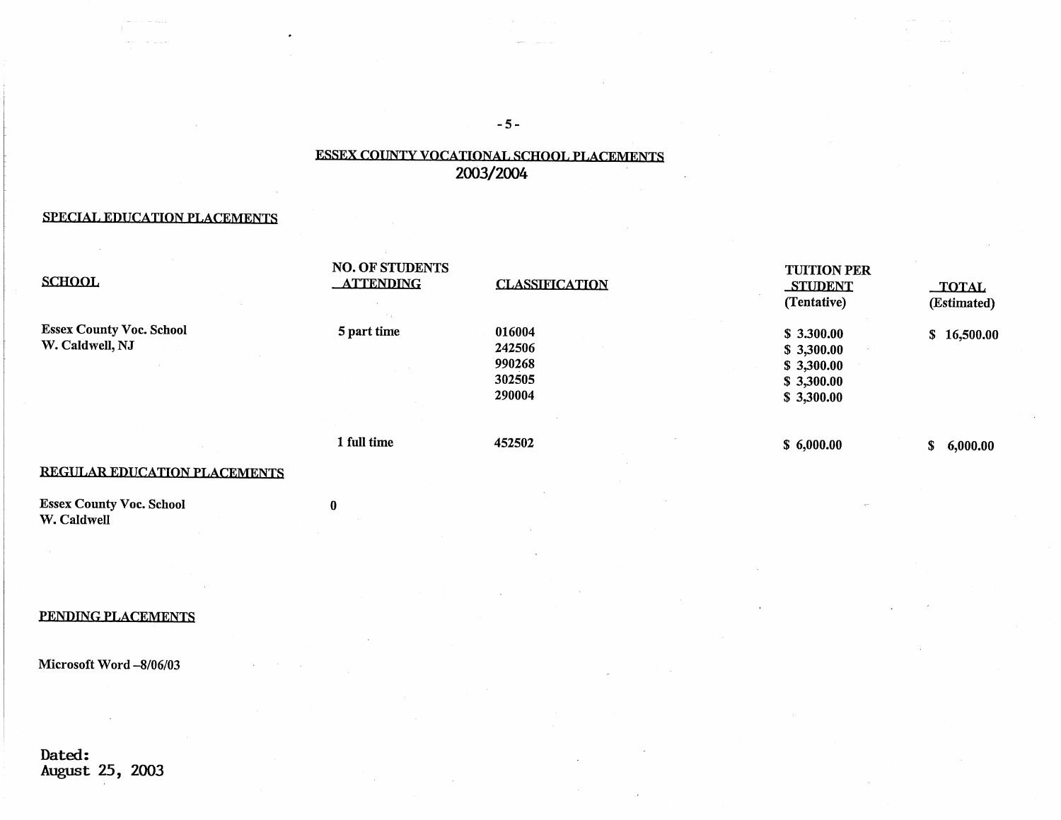## ESSEX COUNTY VOCATIONAL SCHOOL PLACEMENTS
## 2003/2004

### SPECIAL EDUCATION PLACEMENTS

| SCHOOL | NO. OF STUDENTS ATTENDING | CLASSIFICATION | TUITION PER STUDENT (Tentative) | TOTAL (Estimated) |
|---|---|---|---|---|
| **Essex County Voc. School W. Caldwell, NJ** | **5 part time** | **016004** | **$ 3.300.00** | **$ 16,500.00** |
| | | **242506** | **$ 3,300.00** | |
| | | **990268** | **$ 3,300.00** | |
| | | **302505** | **$ 3,300.00** | |
| | | **290004** | **$ 3,300.00** | |
| | **1 full time** | **452502** | **$ 6,000.00** | **$ 6,000.00** |

### REGULAR EDUCATION PLACEMENTS

| | |
|---|---|
| **Essex County Voc. School W. Caldwell** | **0** |

### PENDING PLACEMENTS

**Microsoft Word –8/06/03**

Dated:
August 25, 2003